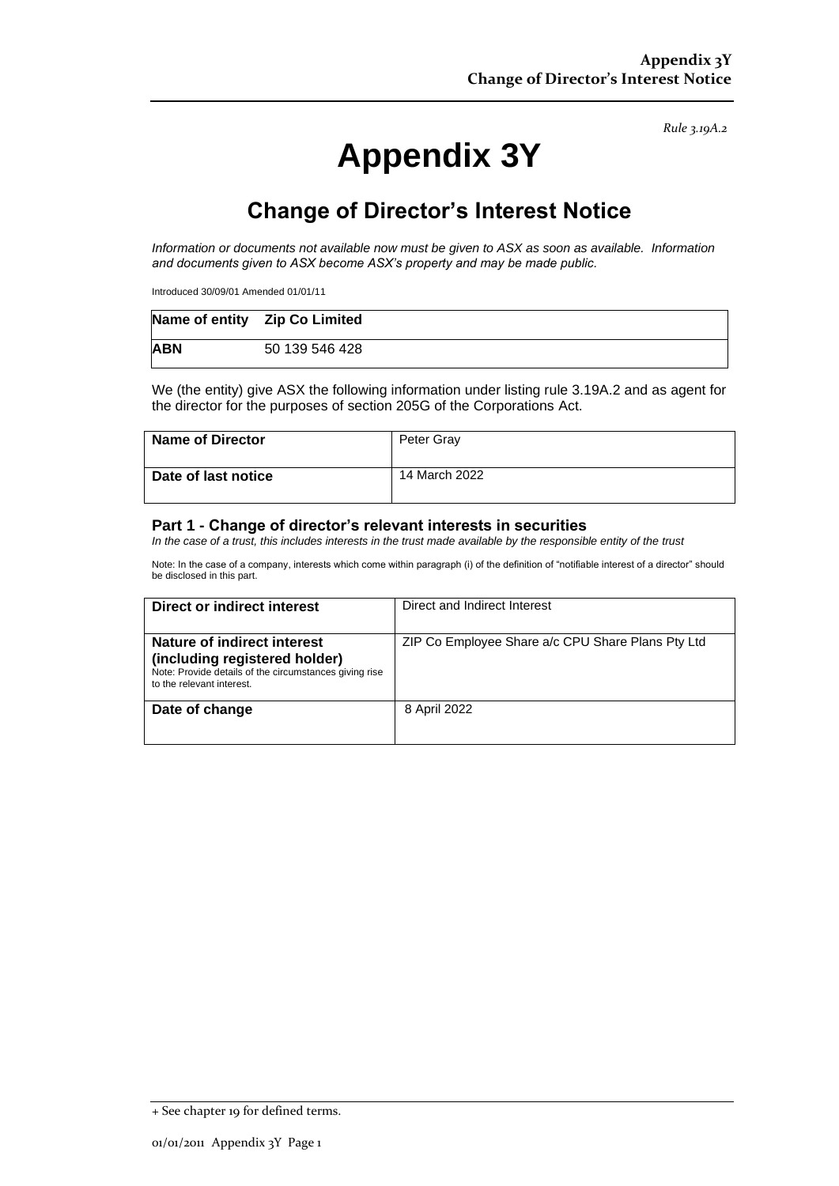*Rule 3.19A.2*

# Appendix 3Y

## Change of Director's Interest Notice

*Information or documents not available now must be given to ASX as soon as available. Information and documents given to ASX become ASX's property and may be made public.*

Introduced 30/09/01 Amended 01/01/11

| **Name of entity** | **Zip Co Limited** |
|---|---|
| **ABN** | 50 139 546 428 |

We (the entity) give ASX the following information under listing rule 3.19A.2 and as agent for the director for the purposes of section 205G of the Corporations Act.

| **Name of Director** | Peter Gray |
|---|---|
| **Date of last notice** | 14 March 2022 |

### Part 1 - Change of director's relevant interests in securities

*In the case of a trust, this includes interests in the trust made available by the responsible entity of the trust*

Note: In the case of a company, interests which come within paragraph (i) of the definition of "notifiable interest of a director" should be disclosed in this part.

| **Direct or indirect interest** | Direct and Indirect Interest |
|---|---|
| **Nature of indirect interest (including registered holder)** Note: Provide details of the circumstances giving rise to the relevant interest. | ZIP Co Employee Share a/c CPU Share Plans Pty Ltd |
| **Date of change** | 8 April 2022 |

+ See chapter 19 for defined terms.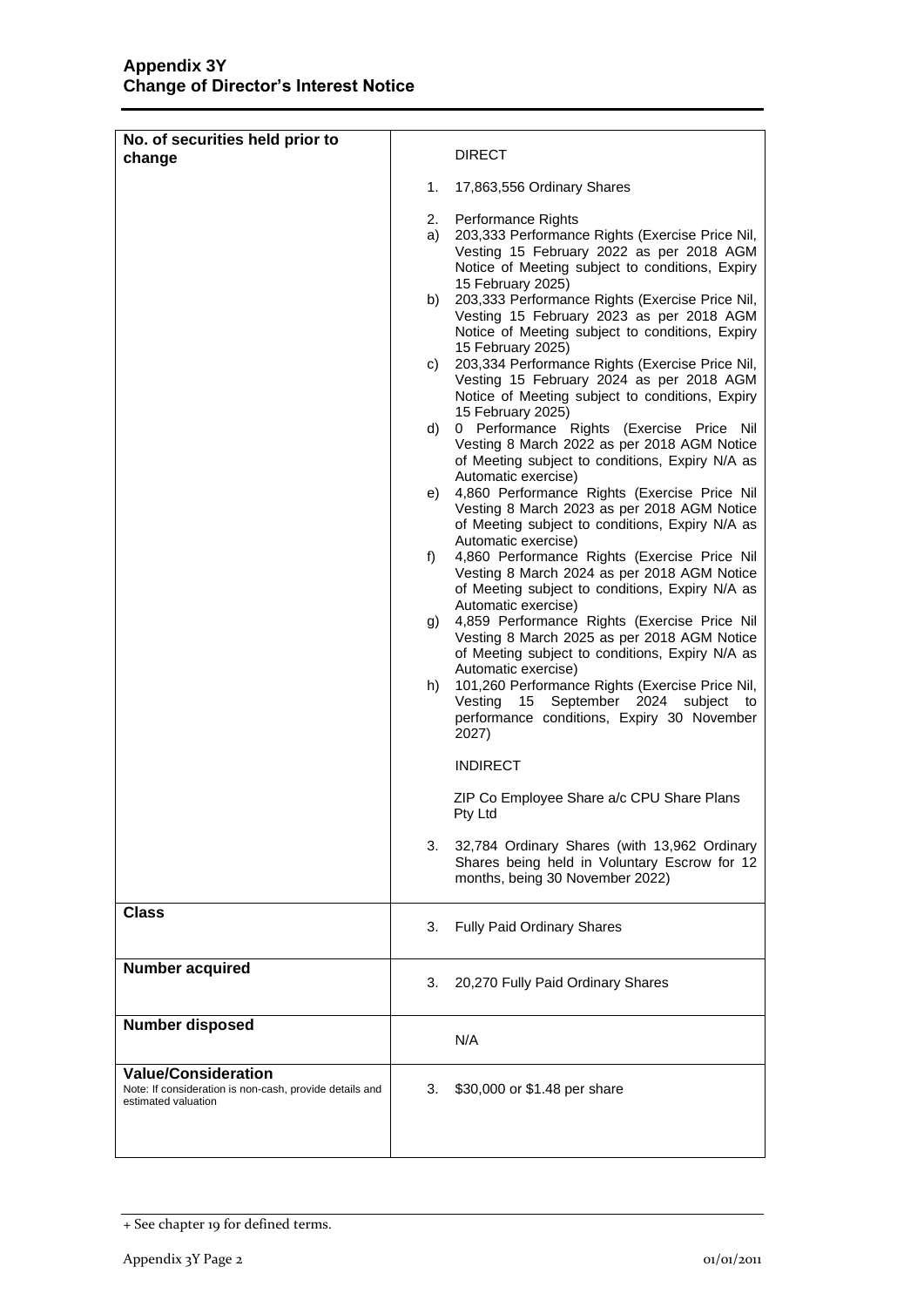## Appendix 3Y
## Change of Director's Interest Notice

| | |
|---|---|
| **No. of securities held prior to change** | DIRECT<br><br>1. 17,863,556 Ordinary Shares<br><br>2. Performance Rights<br>a) 203,333 Performance Rights (Exercise Price Nil, Vesting 15 February 2022 as per 2018 AGM Notice of Meeting subject to conditions, Expiry 15 February 2025)<br>b) 203,333 Performance Rights (Exercise Price Nil, Vesting 15 February 2023 as per 2018 AGM Notice of Meeting subject to conditions, Expiry 15 February 2025)<br>c) 203,334 Performance Rights (Exercise Price Nil, Vesting 15 February 2024 as per 2018 AGM Notice of Meeting subject to conditions, Expiry 15 February 2025)<br>d) 0 Performance Rights (Exercise Price Nil Vesting 8 March 2022 as per 2018 AGM Notice of Meeting subject to conditions, Expiry N/A as Automatic exercise)<br>e) 4,860 Performance Rights (Exercise Price Nil Vesting 8 March 2023 as per 2018 AGM Notice of Meeting subject to conditions, Expiry N/A as Automatic exercise)<br>f) 4,860 Performance Rights (Exercise Price Nil Vesting 8 March 2024 as per 2018 AGM Notice of Meeting subject to conditions, Expiry N/A as Automatic exercise)<br>g) 4,859 Performance Rights (Exercise Price Nil Vesting 8 March 2025 as per 2018 AGM Notice of Meeting subject to conditions, Expiry N/A as Automatic exercise)<br>h) 101,260 Performance Rights (Exercise Price Nil, Vesting 15 September 2024 subject to performance conditions, Expiry 30 November 2027)<br><br>INDIRECT<br><br>ZIP Co Employee Share a/c CPU Share Plans Pty Ltd<br><br>3. 32,784 Ordinary Shares (with 13,962 Ordinary Shares being held in Voluntary Escrow for 12 months, being 30 November 2022) |
| **Class** | 3. Fully Paid Ordinary Shares |
| **Number acquired** | 3. 20,270 Fully Paid Ordinary Shares |
| **Number disposed** | N/A |
| **Value/Consideration**<br>Note: If consideration is non-cash, provide details and estimated valuation | 3. $30,000 or $1.48 per share |

+ See chapter 19 for defined terms.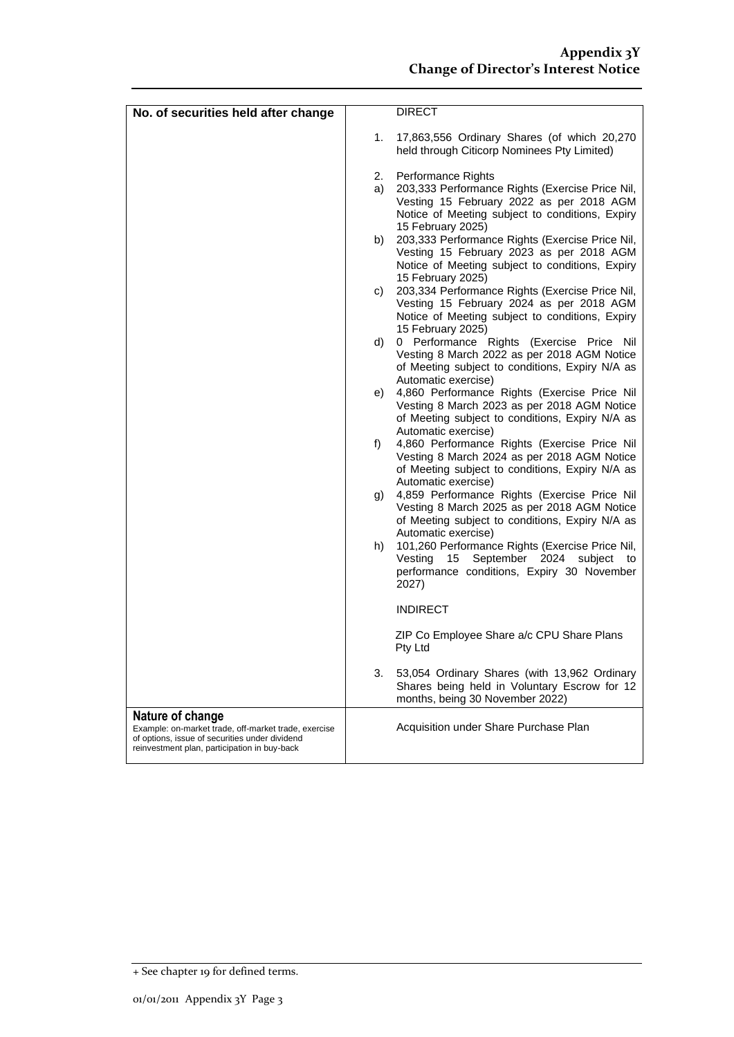| No. of securities held after change | DIRECT<br><br>1. 17,863,556 Ordinary Shares (of which 20,270 held through Citicorp Nominees Pty Limited)<br><br>2. Performance Rights<br>a) 203,333 Performance Rights (Exercise Price Nil, Vesting 15 February 2022 as per 2018 AGM Notice of Meeting subject to conditions, Expiry 15 February 2025)<br>b) 203,333 Performance Rights (Exercise Price Nil, Vesting 15 February 2023 as per 2018 AGM Notice of Meeting subject to conditions, Expiry 15 February 2025)<br>c) 203,334 Performance Rights (Exercise Price Nil, Vesting 15 February 2024 as per 2018 AGM Notice of Meeting subject to conditions, Expiry 15 February 2025)<br>d) 0 Performance Rights (Exercise Price Nil Vesting 8 March 2022 as per 2018 AGM Notice of Meeting subject to conditions, Expiry N/A as Automatic exercise)<br>e) 4,860 Performance Rights (Exercise Price Nil Vesting 8 March 2023 as per 2018 AGM Notice of Meeting subject to conditions, Expiry N/A as Automatic exercise)<br>f) 4,860 Performance Rights (Exercise Price Nil Vesting 8 March 2024 as per 2018 AGM Notice of Meeting subject to conditions, Expiry N/A as Automatic exercise)<br>g) 4,859 Performance Rights (Exercise Price Nil Vesting 8 March 2025 as per 2018 AGM Notice of Meeting subject to conditions, Expiry N/A as Automatic exercise)<br>h) 101,260 Performance Rights (Exercise Price Nil, Vesting 15 September 2024 subject to performance conditions, Expiry 30 November 2027)<br><br>INDIRECT<br><br>ZIP Co Employee Share a/c CPU Share Plans Pty Ltd<br><br>3. 53,054 Ordinary Shares (with 13,962 Ordinary Shares being held in Voluntary Escrow for 12 months, being 30 November 2022) |
|---|---|
| **Nature of change**<br>Example: on-market trade, off-market trade, exercise of options, issue of securities under dividend reinvestment plan, participation in buy-back | Acquisition under Share Purchase Plan |

+ See chapter 19 for defined terms.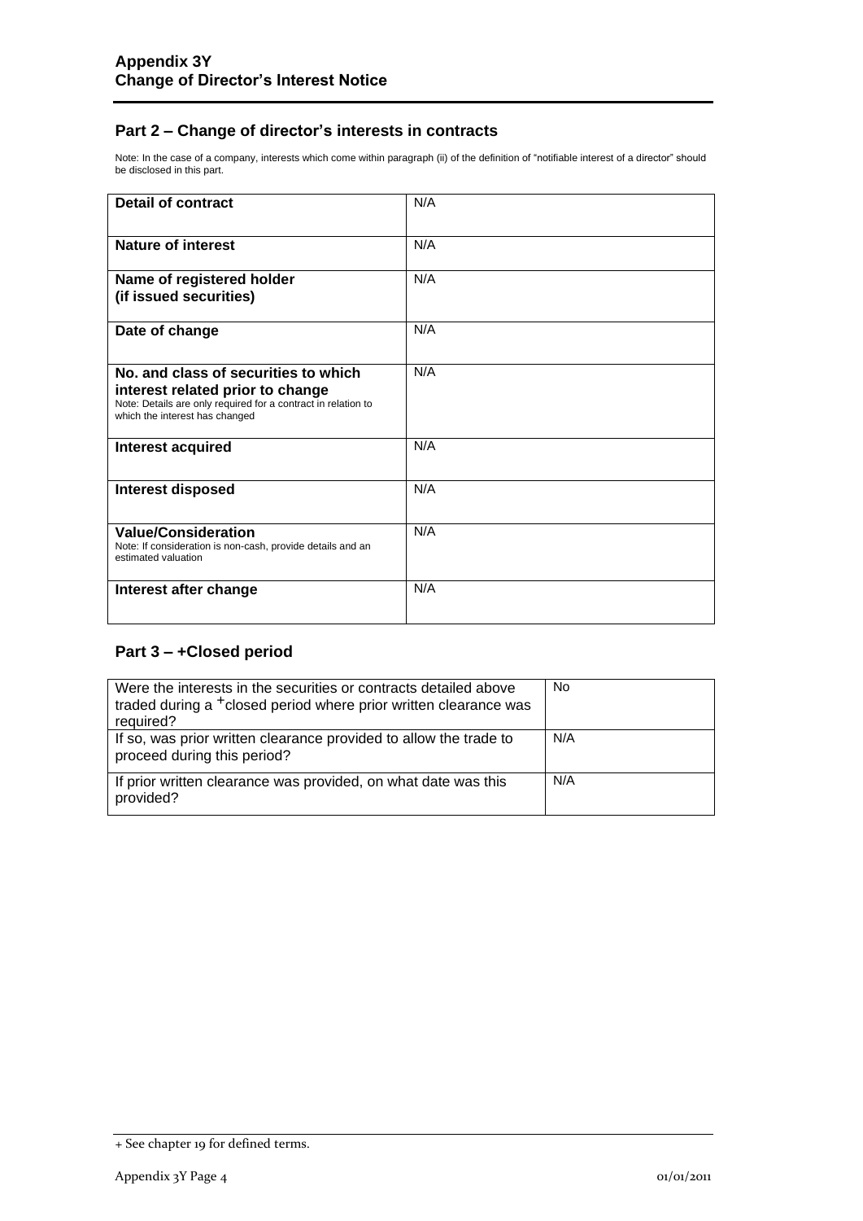## Part 2 – Change of director's interests in contracts

Note: In the case of a company, interests which come within paragraph (ii) of the definition of "notifiable interest of a director" should be disclosed in this part.

| | |
|---|---|
| **Detail of contract** | N/A |
| **Nature of interest** | N/A |
| **Name of registered holder (if issued securities)** | N/A |
| **Date of change** | N/A |
| **No. and class of securities to which interest related prior to change**<br>Note: Details are only required for a contract in relation to which the interest has changed | N/A |
| **Interest acquired** | N/A |
| **Interest disposed** | N/A |
| **Value/Consideration**<br>Note: If consideration is non-cash, provide details and an estimated valuation | N/A |
| **Interest after change** | N/A |

## Part 3 – +Closed period

| | |
|---|---|
| Were the interests in the securities or contracts detailed above traded during a +closed period where prior written clearance was required? | No |
| If so, was prior written clearance provided to allow the trade to proceed during this period? | N/A |
| If prior written clearance was provided, on what date was this provided? | N/A |

+ See chapter 19 for defined terms.